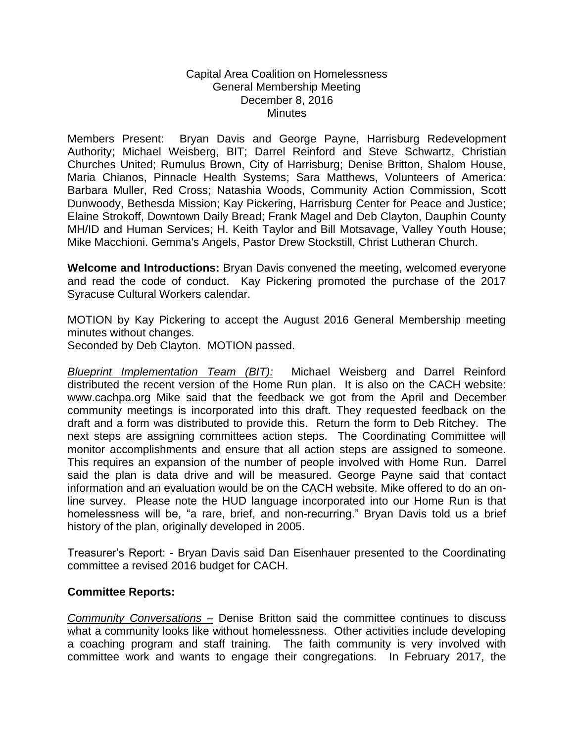Capital Area Coalition on Homelessness
General Membership Meeting
December 8, 2016
Minutes

Members Present: Bryan Davis and George Payne, Harrisburg Redevelopment Authority; Michael Weisberg, BIT; Darrel Reinford and Steve Schwartz, Christian Churches United; Rumulus Brown, City of Harrisburg; Denise Britton, Shalom House, Maria Chianos, Pinnacle Health Systems; Sara Matthews, Volunteers of America: Barbara Muller, Red Cross; Natashia Woods, Community Action Commission, Scott Dunwoody, Bethesda Mission; Kay Pickering, Harrisburg Center for Peace and Justice; Elaine Strokoff, Downtown Daily Bread; Frank Magel and Deb Clayton, Dauphin County MH/ID and Human Services; H. Keith Taylor and Bill Motsavage, Valley Youth House; Mike Macchioni. Gemma's Angels, Pastor Drew Stockstill, Christ Lutheran Church.

**Welcome and Introductions:** Bryan Davis convened the meeting, welcomed everyone and read the code of conduct. Kay Pickering promoted the purchase of the 2017 Syracuse Cultural Workers calendar.

MOTION by Kay Pickering to accept the August 2016 General Membership meeting minutes without changes.
Seconded by Deb Clayton. MOTION passed.

*Blueprint Implementation Team (BIT):* Michael Weisberg and Darrel Reinford distributed the recent version of the Home Run plan. It is also on the CACH website: www.cachpa.org Mike said that the feedback we got from the April and December community meetings is incorporated into this draft. They requested feedback on the draft and a form was distributed to provide this. Return the form to Deb Ritchey. The next steps are assigning committees action steps. The Coordinating Committee will monitor accomplishments and ensure that all action steps are assigned to someone. This requires an expansion of the number of people involved with Home Run. Darrel said the plan is data drive and will be measured. George Payne said that contact information and an evaluation would be on the CACH website. Mike offered to do an on-line survey. Please note the HUD language incorporated into our Home Run is that homelessness will be, "a rare, brief, and non-recurring." Bryan Davis told us a brief history of the plan, originally developed in 2005.

Treasurer's Report: - Bryan Davis said Dan Eisenhauer presented to the Coordinating committee a revised 2016 budget for CACH.

**Committee Reports:**

*Community Conversations* – Denise Britton said the committee continues to discuss what a community looks like without homelessness. Other activities include developing a coaching program and staff training. The faith community is very involved with committee work and wants to engage their congregations. In February 2017, the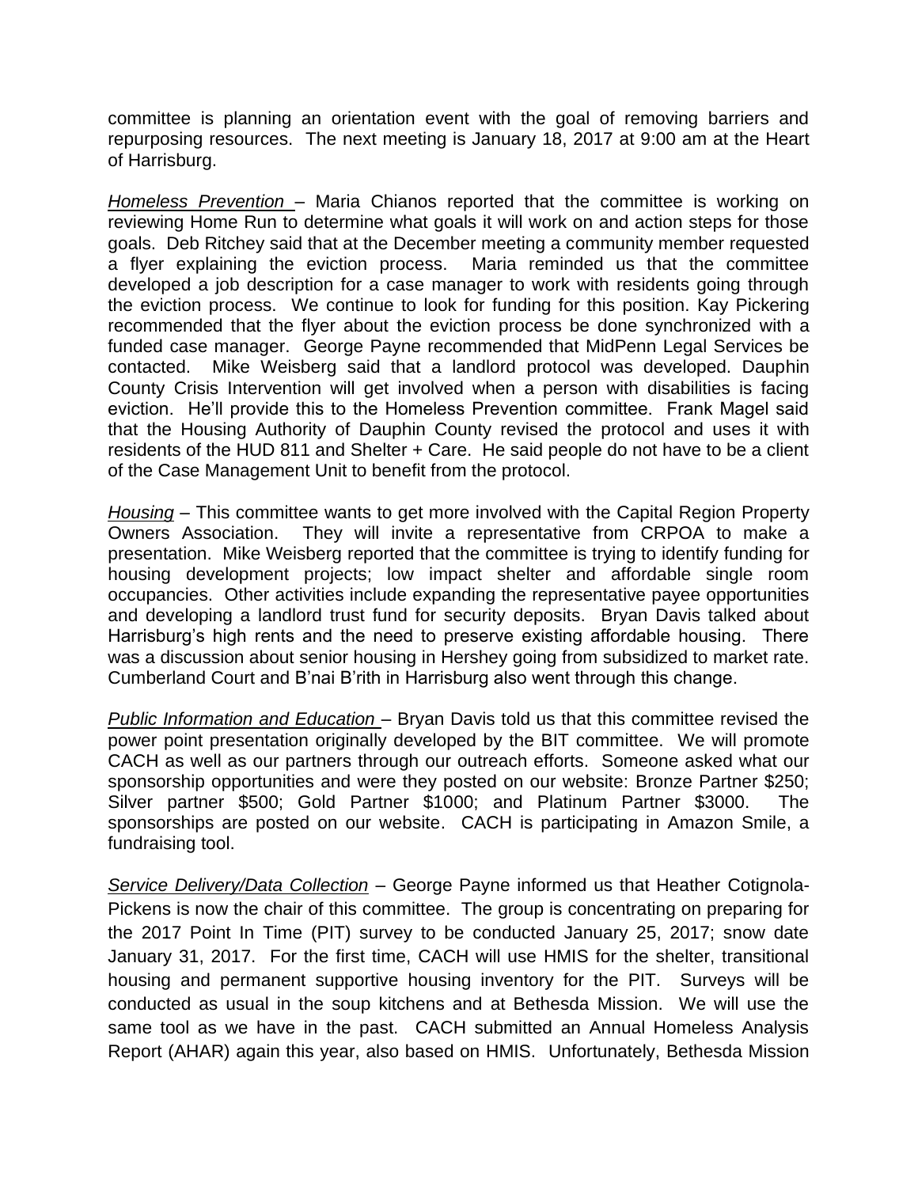committee is planning an orientation event with the goal of removing barriers and repurposing resources. The next meeting is January 18, 2017 at 9:00 am at the Heart of Harrisburg.

*Homeless Prevention* – Maria Chianos reported that the committee is working on reviewing Home Run to determine what goals it will work on and action steps for those goals. Deb Ritchey said that at the December meeting a community member requested a flyer explaining the eviction process. Maria reminded us that the committee developed a job description for a case manager to work with residents going through the eviction process. We continue to look for funding for this position. Kay Pickering recommended that the flyer about the eviction process be done synchronized with a funded case manager. George Payne recommended that MidPenn Legal Services be contacted. Mike Weisberg said that a landlord protocol was developed. Dauphin County Crisis Intervention will get involved when a person with disabilities is facing eviction. He'll provide this to the Homeless Prevention committee. Frank Magel said that the Housing Authority of Dauphin County revised the protocol and uses it with residents of the HUD 811 and Shelter + Care. He said people do not have to be a client of the Case Management Unit to benefit from the protocol.

*Housing* – This committee wants to get more involved with the Capital Region Property Owners Association. They will invite a representative from CRPOA to make a presentation. Mike Weisberg reported that the committee is trying to identify funding for housing development projects; low impact shelter and affordable single room occupancies. Other activities include expanding the representative payee opportunities and developing a landlord trust fund for security deposits. Bryan Davis talked about Harrisburg's high rents and the need to preserve existing affordable housing. There was a discussion about senior housing in Hershey going from subsidized to market rate. Cumberland Court and B'nai B'rith in Harrisburg also went through this change.

*Public Information and Education* – Bryan Davis told us that this committee revised the power point presentation originally developed by the BIT committee. We will promote CACH as well as our partners through our outreach efforts. Someone asked what our sponsorship opportunities and were they posted on our website: Bronze Partner $250; Silver partner $500; Gold Partner $1000; and Platinum Partner $3000. The sponsorships are posted on our website. CACH is participating in Amazon Smile, a fundraising tool.

*Service Delivery/Data Collection* – George Payne informed us that Heather Cotignola-Pickens is now the chair of this committee. The group is concentrating on preparing for the 2017 Point In Time (PIT) survey to be conducted January 25, 2017; snow date January 31, 2017. For the first time, CACH will use HMIS for the shelter, transitional housing and permanent supportive housing inventory for the PIT. Surveys will be conducted as usual in the soup kitchens and at Bethesda Mission. We will use the same tool as we have in the past. CACH submitted an Annual Homeless Analysis Report (AHAR) again this year, also based on HMIS. Unfortunately, Bethesda Mission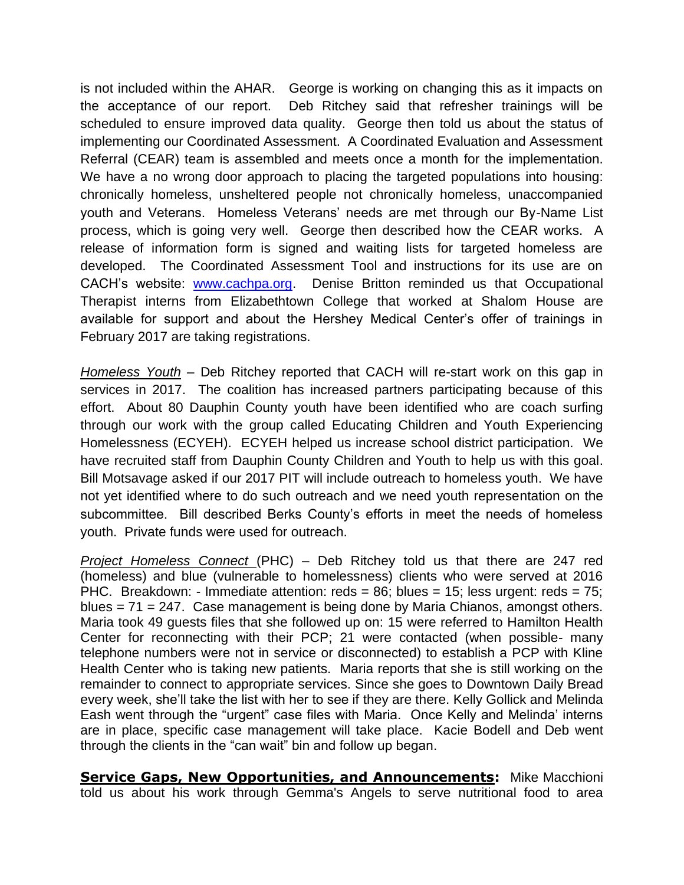is not included within the AHAR. George is working on changing this as it impacts on the acceptance of our report. Deb Ritchey said that refresher trainings will be scheduled to ensure improved data quality. George then told us about the status of implementing our Coordinated Assessment. A Coordinated Evaluation and Assessment Referral (CEAR) team is assembled and meets once a month for the implementation. We have a no wrong door approach to placing the targeted populations into housing: chronically homeless, unsheltered people not chronically homeless, unaccompanied youth and Veterans. Homeless Veterans' needs are met through our By-Name List process, which is going very well. George then described how the CEAR works. A release of information form is signed and waiting lists for targeted homeless are developed. The Coordinated Assessment Tool and instructions for its use are on CACH's website: [www.cachpa.org](http://www.cachpa.org). Denise Britton reminded us that Occupational Therapist interns from Elizabethtown College that worked at Shalom House are available for support and about the Hershey Medical Center's offer of trainings in February 2017 are taking registrations.

*Homeless Youth* – Deb Ritchey reported that CACH will re-start work on this gap in services in 2017. The coalition has increased partners participating because of this effort. About 80 Dauphin County youth have been identified who are coach surfing through our work with the group called Educating Children and Youth Experiencing Homelessness (ECYEH). ECYEH helped us increase school district participation. We have recruited staff from Dauphin County Children and Youth to help us with this goal. Bill Motsavage asked if our 2017 PIT will include outreach to homeless youth. We have not yet identified where to do such outreach and we need youth representation on the subcommittee. Bill described Berks County's efforts in meet the needs of homeless youth. Private funds were used for outreach.

*Project Homeless Connect* (PHC) – Deb Ritchey told us that there are 247 red (homeless) and blue (vulnerable to homelessness) clients who were served at 2016 PHC. Breakdown: - Immediate attention: reds = 86; blues = 15; less urgent: reds = 75; blues = 71 = 247. Case management is being done by Maria Chianos, amongst others. Maria took 49 guests files that she followed up on: 15 were referred to Hamilton Health Center for reconnecting with their PCP; 21 were contacted (when possible- many telephone numbers were not in service or disconnected) to establish a PCP with Kline Health Center who is taking new patients. Maria reports that she is still working on the remainder to connect to appropriate services. Since she goes to Downtown Daily Bread every week, she'll take the list with her to see if they are there. Kelly Gollick and Melinda Eash went through the "urgent" case files with Maria. Once Kelly and Melinda' interns are in place, specific case management will take place. Kacie Bodell and Deb went through the clients in the "can wait" bin and follow up began.

**Service Gaps, New Opportunities, and Announcements:** Mike Macchioni told us about his work through Gemma's Angels to serve nutritional food to area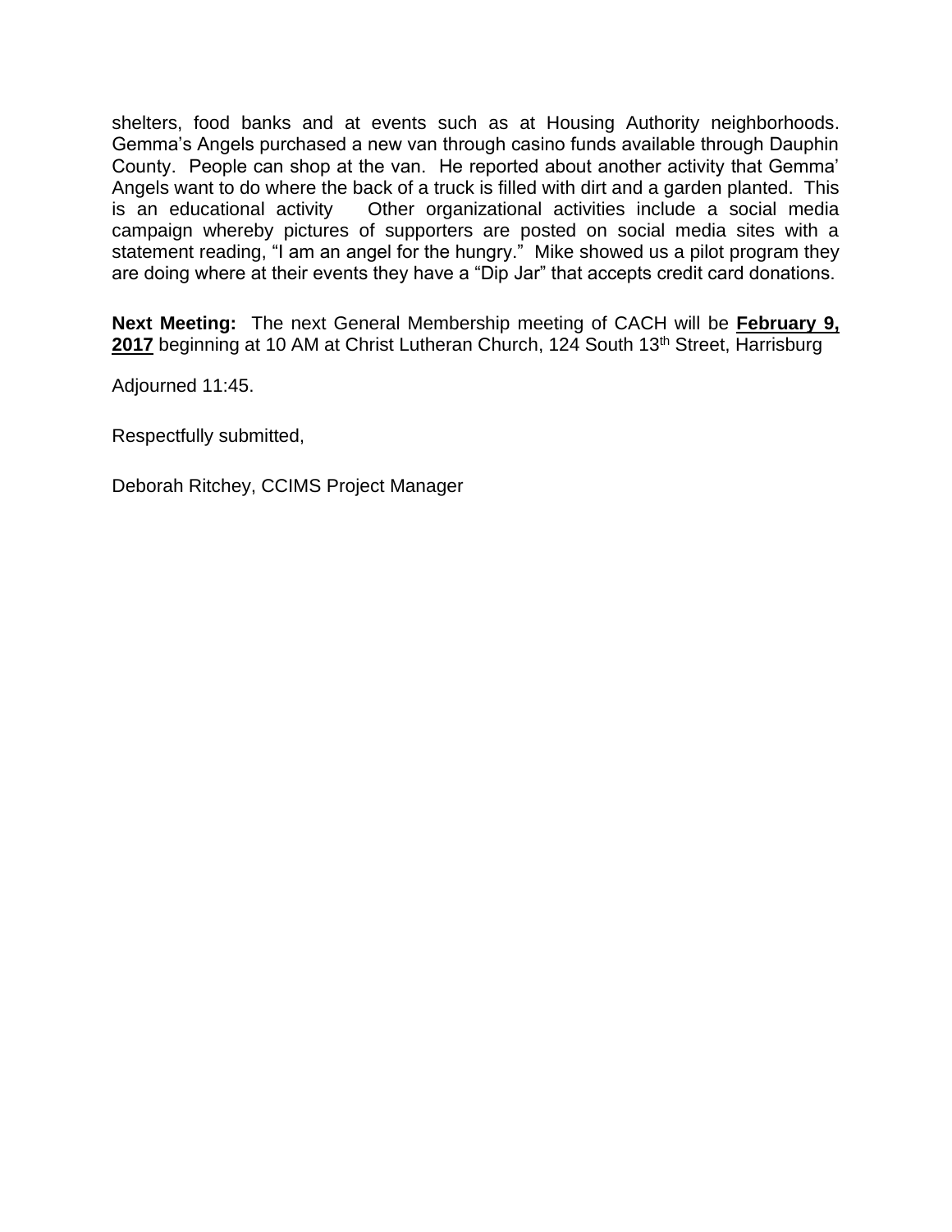shelters, food banks and at events such as at Housing Authority neighborhoods. Gemma's Angels purchased a new van through casino funds available through Dauphin County. People can shop at the van. He reported about another activity that Gemma' Angels want to do where the back of a truck is filled with dirt and a garden planted. This is an educational activity Other organizational activities include a social media campaign whereby pictures of supporters are posted on social media sites with a statement reading, "I am an angel for the hungry." Mike showed us a pilot program they are doing where at their events they have a "Dip Jar" that accepts credit card donations.

**Next Meeting:** The next General Membership meeting of CACH will be **February 9, 2017** beginning at 10 AM at Christ Lutheran Church, 124 South 13th Street, Harrisburg

Adjourned 11:45.

Respectfully submitted,

Deborah Ritchey, CCIMS Project Manager